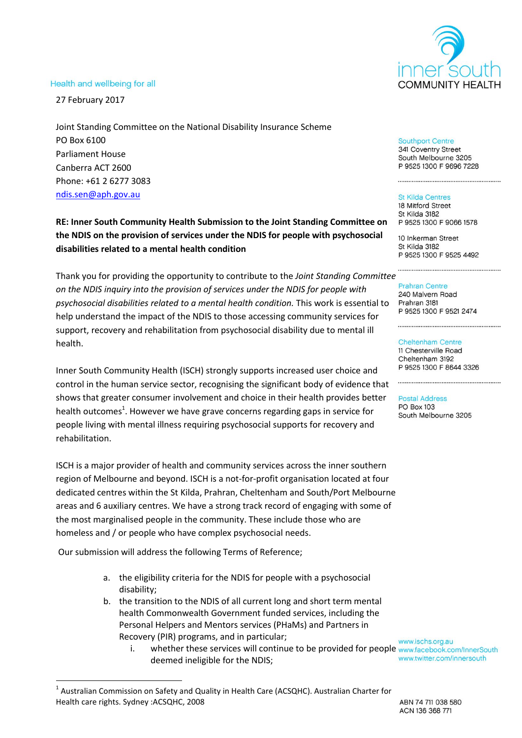Health and wellbeing for all

inner south COMMUNITY HEALTH

27 February 2017

Joint Standing Committee on the National Disability Insurance Scheme
PO Box 6100
Parliament House
Canberra ACT 2600
Phone: +61 2 6277 3083
ndis.sen@aph.gov.au

**RE: Inner South Community Health Submission to the Joint Standing Committee on the NDIS on the provision of services under the NDIS for people with psychosocial disabilities related to a mental health condition**

Thank you for providing the opportunity to contribute to the *Joint Standing Committee on the NDIS inquiry into the provision of services under the NDIS for people with psychosocial disabilities related to a mental health condition.* This work is essential to help understand the impact of the NDIS to those accessing community services for support, recovery and rehabilitation from psychosocial disability due to mental ill health.

Inner South Community Health (ISCH) strongly supports increased user choice and control in the human service sector, recognising the significant body of evidence that shows that greater consumer involvement and choice in their health provides better health outcomes[1]. However we have grave concerns regarding gaps in service for people living with mental illness requiring psychosocial supports for recovery and rehabilitation.

ISCH is a major provider of health and community services across the inner southern region of Melbourne and beyond. ISCH is a not-for-profit organisation located at four dedicated centres within the St Kilda, Prahran, Cheltenham and South/Port Melbourne areas and 6 auxiliary centres. We have a strong track record of engaging with some of the most marginalised people in the community. These include those who are homeless and / or people who have complex psychosocial needs.

Our submission will address the following Terms of Reference;

a. the eligibility criteria for the NDIS for people with a psychosocial disability;
b. the transition to the NDIS of all current long and short term mental health Commonwealth Government funded services, including the Personal Helpers and Mentors services (PHaMs) and Partners in Recovery (PIR) programs, and in particular;
    i. whether these services will continue to be provided for people deemed ineligible for the NDIS;

[1] Australian Commission on Safety and Quality in Health Care (ACSQHC). Australian Charter for Health care rights. Sydney :ACSQHC, 2008

Southport Centre
341 Coventry Street
South Melbourne 3205
P 9525 1300 F 9696 7228

St Kilda Centres
18 Mitford Street
St Kilda 3182
P 9525 1300 F 9066 1578

10 Inkerman Street
St Kilda 3182
P 9525 1300 F 9525 4492

Prahran Centre
240 Malvern Road
Prahran 3181
P 9525 1300 F 9521 2474

Cheltenham Centre
11 Chesterville Road
Cheltenham 3192
P 9525 1300 F 8644 3326

Postal Address
PO Box 103
South Melbourne 3205

www.ischs.org.au
www.facebook.com/InnerSouth
www.twitter.com/innersouth

ABN 74 711 038 580
ACN 136 368 771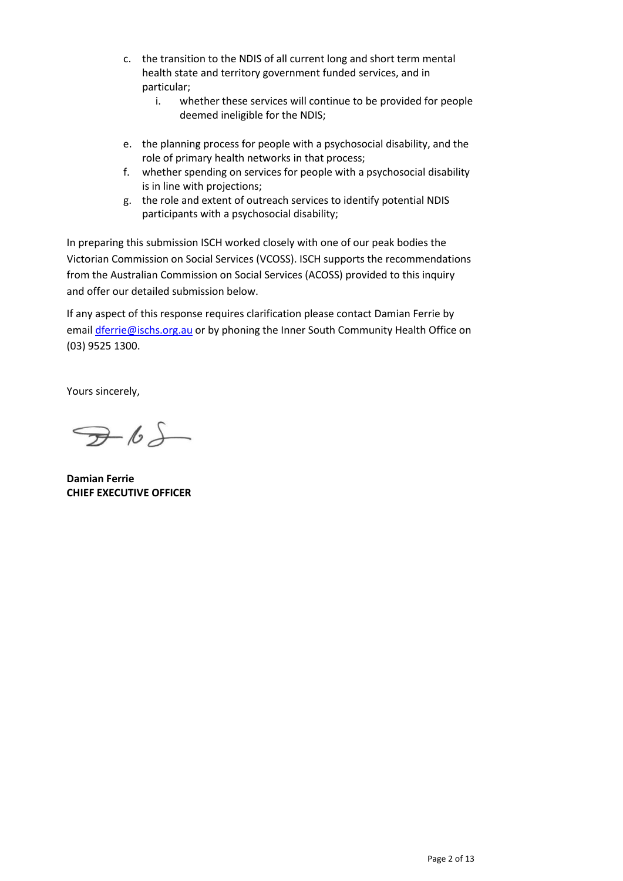c. the transition to the NDIS of all current long and short term mental health state and territory government funded services, and in particular;
   i. whether these services will continue to be provided for people deemed ineligible for the NDIS;

e. the planning process for people with a psychosocial disability, and the role of primary health networks in that process;
f. whether spending on services for people with a psychosocial disability is in line with projections;
g. the role and extent of outreach services to identify potential NDIS participants with a psychosocial disability;

In preparing this submission ISCH worked closely with one of our peak bodies the Victorian Commission on Social Services (VCOSS). ISCH supports the recommendations from the Australian Commission on Social Services (ACOSS) provided to this inquiry and offer our detailed submission below.

If any aspect of this response requires clarification please contact Damian Ferrie by email dferrie@ischs.org.au or by phoning the Inner South Community Health Office on (03) 9525 1300.

Yours sincerely,

**Damian Ferrie**
**CHIEF EXECUTIVE OFFICER**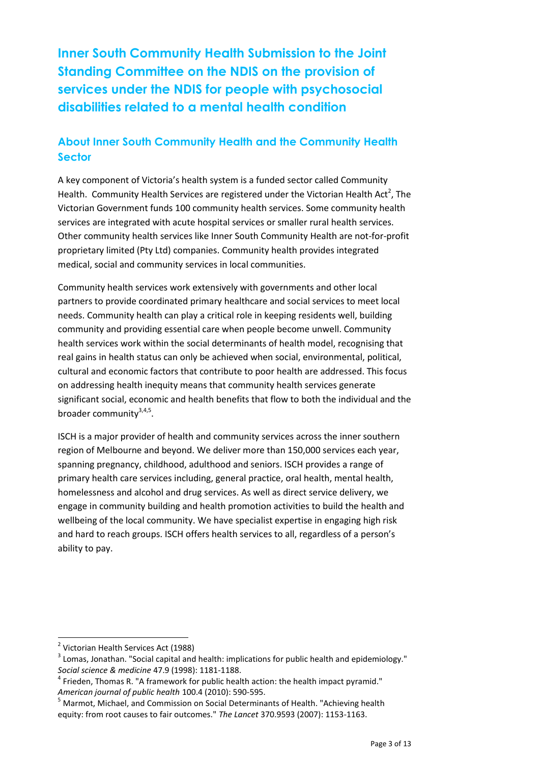# Inner South Community Health Submission to the Joint Standing Committee on the NDIS on the provision of services under the NDIS for people with psychosocial disabilities related to a mental health condition

## About Inner South Community Health and the Community Health Sector

A key component of Victoria's health system is a funded sector called Community Health. Community Health Services are registered under the Victorian Health Act[2], The Victorian Government funds 100 community health services. Some community health services are integrated with acute hospital services or smaller rural health services. Other community health services like Inner South Community Health are not-for-profit proprietary limited (Pty Ltd) companies. Community health provides integrated medical, social and community services in local communities.

Community health services work extensively with governments and other local partners to provide coordinated primary healthcare and social services to meet local needs. Community health can play a critical role in keeping residents well, building community and providing essential care when people become unwell. Community health services work within the social determinants of health model, recognising that real gains in health status can only be achieved when social, environmental, political, cultural and economic factors that contribute to poor health are addressed. This focus on addressing health inequity means that community health services generate significant social, economic and health benefits that flow to both the individual and the broader community[3,4,5].

ISCH is a major provider of health and community services across the inner southern region of Melbourne and beyond. We deliver more than 150,000 services each year, spanning pregnancy, childhood, adulthood and seniors. ISCH provides a range of primary health care services including, general practice, oral health, mental health, homelessness and alcohol and drug services. As well as direct service delivery, we engage in community building and health promotion activities to build the health and wellbeing of the local community. We have specialist expertise in engaging high risk and hard to reach groups. ISCH offers health services to all, regardless of a person's ability to pay.

---

[2] Victorian Health Services Act (1988)

[3] Lomas, Jonathan. "Social capital and health: implications for public health and epidemiology." *Social science & medicine* 47.9 (1998): 1181-1188.

[4] Frieden, Thomas R. "A framework for public health action: the health impact pyramid." *American journal of public health* 100.4 (2010): 590-595.

[5] Marmot, Michael, and Commission on Social Determinants of Health. "Achieving health equity: from root causes to fair outcomes." *The Lancet* 370.9593 (2007): 1153-1163.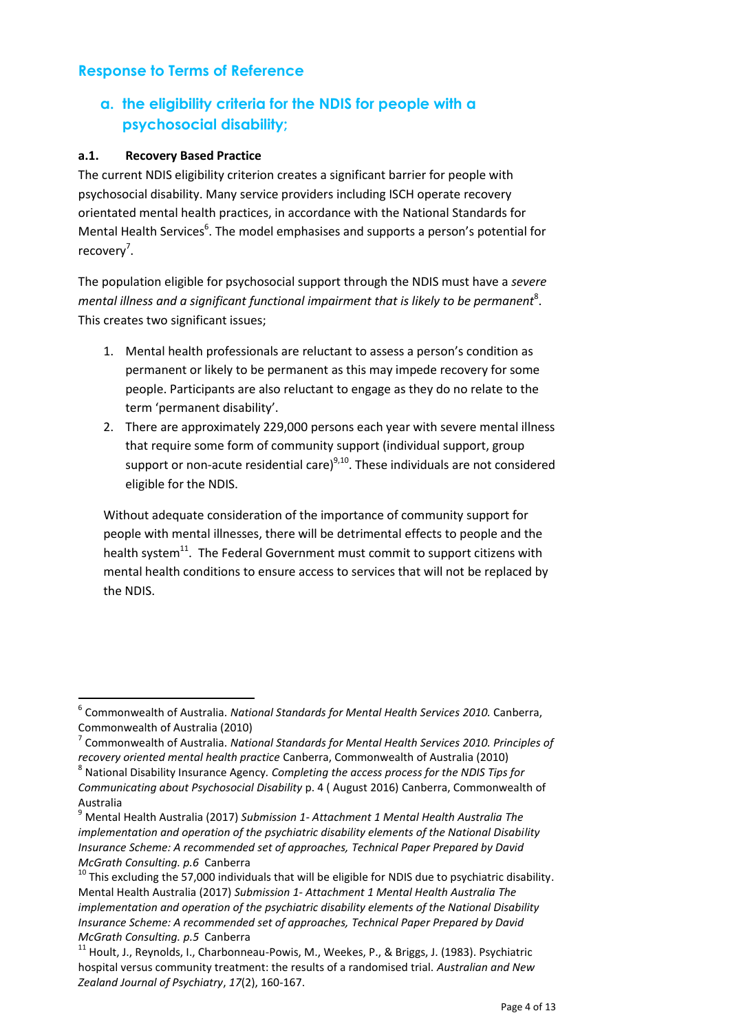## Response to Terms of Reference

### a. the eligibility criteria for the NDIS for people with a psychosocial disability;

**a.1. Recovery Based Practice**

The current NDIS eligibility criterion creates a significant barrier for people with psychosocial disability. Many service providers including ISCH operate recovery orientated mental health practices, in accordance with the National Standards for Mental Health Services[6]. The model emphasises and supports a person's potential for recovery[7].

The population eligible for psychosocial support through the NDIS must have a *severe mental illness and a significant functional impairment that is likely to be permanent*[8]. This creates two significant issues;

1. Mental health professionals are reluctant to assess a person's condition as permanent or likely to be permanent as this may impede recovery for some people. Participants are also reluctant to engage as they do no relate to the term 'permanent disability'.
2. There are approximately 229,000 persons each year with severe mental illness that require some form of community support (individual support, group support or non-acute residential care)[9,10]. These individuals are not considered eligible for the NDIS.

Without adequate consideration of the importance of community support for people with mental illnesses, there will be detrimental effects to people and the health system[11]. The Federal Government must commit to support citizens with mental health conditions to ensure access to services that will not be replaced by the NDIS.

---

[6] Commonwealth of Australia. *National Standards for Mental Health Services 2010.* Canberra, Commonwealth of Australia (2010)

[7] Commonwealth of Australia. *National Standards for Mental Health Services 2010. Principles of recovery oriented mental health practice* Canberra, Commonwealth of Australia (2010)

[8] National Disability Insurance Agency. *Completing the access process for the NDIS Tips for Communicating about Psychosocial Disability* p. 4 ( August 2016) Canberra, Commonwealth of Australia

[9] Mental Health Australia (2017) *Submission 1- Attachment 1 Mental Health Australia The implementation and operation of the psychiatric disability elements of the National Disability Insurance Scheme: A recommended set of approaches, Technical Paper Prepared by David McGrath Consulting. p.6* Canberra

[10] This excluding the 57,000 individuals that will be eligible for NDIS due to psychiatric disability. Mental Health Australia (2017) *Submission 1- Attachment 1 Mental Health Australia The implementation and operation of the psychiatric disability elements of the National Disability Insurance Scheme: A recommended set of approaches, Technical Paper Prepared by David McGrath Consulting. p.5* Canberra

[11] Hoult, J., Reynolds, I., Charbonneau-Powis, M., Weekes, P., & Briggs, J. (1983). Psychiatric hospital versus community treatment: the results of a randomised trial. *Australian and New Zealand Journal of Psychiatry*, *17*(2), 160-167.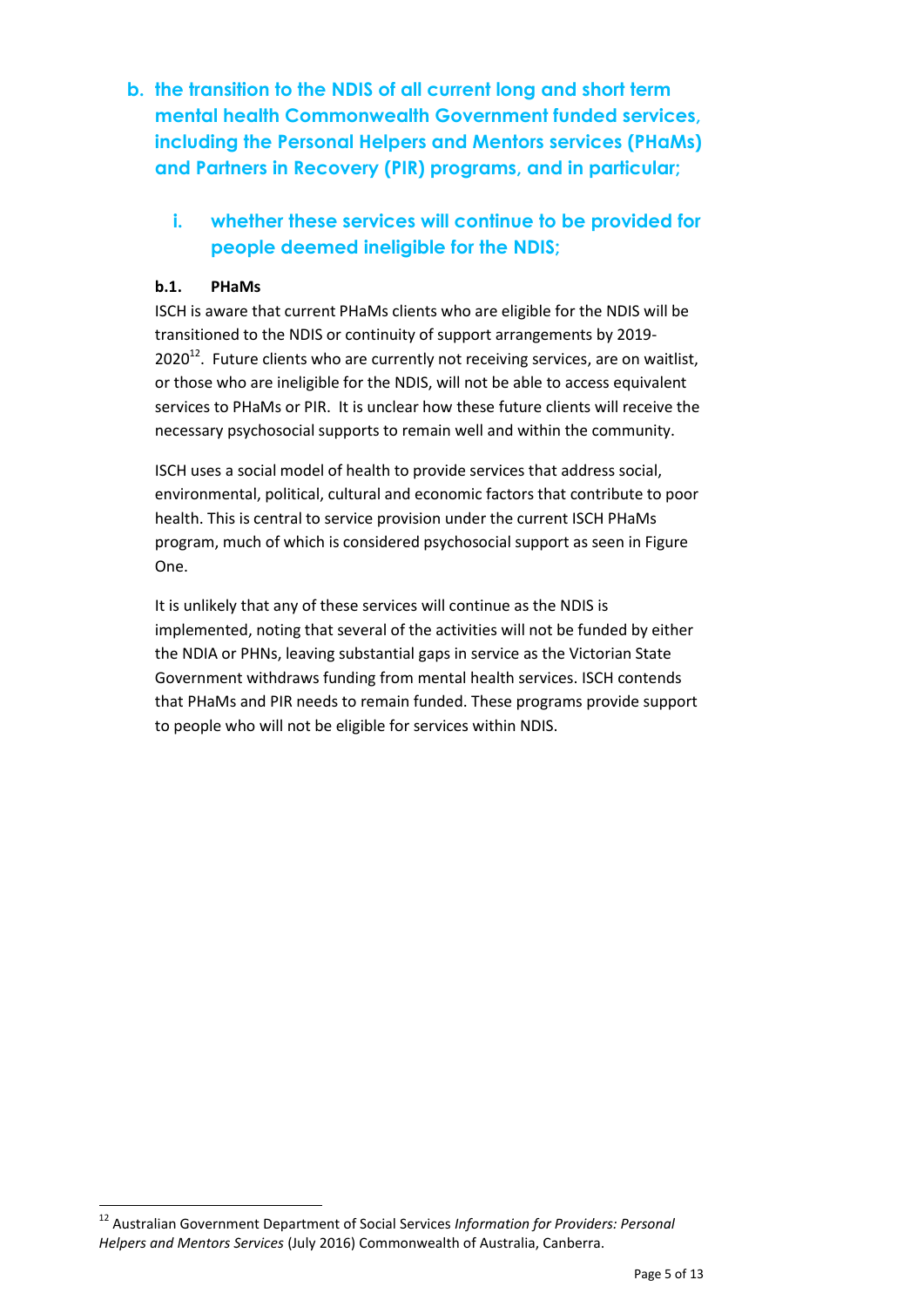## b. the transition to the NDIS of all current long and short term mental health Commonwealth Government funded services, including the Personal Helpers and Mentors services (PHaMs) and Partners in Recovery (PIR) programs, and in particular;

### i. whether these services will continue to be provided for people deemed ineligible for the NDIS;

**b.1. PHaMs**

ISCH is aware that current PHaMs clients who are eligible for the NDIS will be transitioned to the NDIS or continuity of support arrangements by 2019-2020[12]. Future clients who are currently not receiving services, are on waitlist, or those who are ineligible for the NDIS, will not be able to access equivalent services to PHaMs or PIR. It is unclear how these future clients will receive the necessary psychosocial supports to remain well and within the community.

ISCH uses a social model of health to provide services that address social, environmental, political, cultural and economic factors that contribute to poor health. This is central to service provision under the current ISCH PHaMs program, much of which is considered psychosocial support as seen in Figure One.

It is unlikely that any of these services will continue as the NDIS is implemented, noting that several of the activities will not be funded by either the NDIA or PHNs, leaving substantial gaps in service as the Victorian State Government withdraws funding from mental health services. ISCH contends that PHaMs and PIR needs to remain funded. These programs provide support to people who will not be eligible for services within NDIS.

---

[12] Australian Government Department of Social Services *Information for Providers: Personal Helpers and Mentors Services* (July 2016) Commonwealth of Australia, Canberra.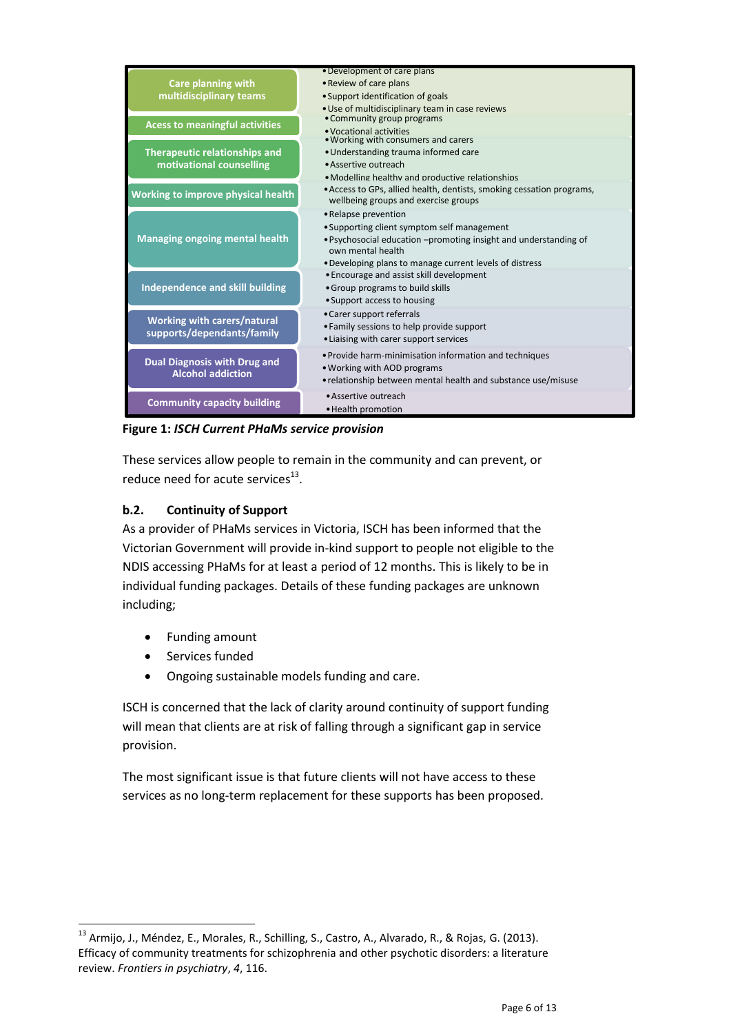| Service area | Activities |
|---|---|
| Care planning with multidisciplinary teams | • Development of care plans<br>• Review of care plans<br>• Support identification of goals<br>• Use of multidisciplinary team in case reviews |
| Acess to meaningful activities | • Community group programs<br>• Vocational activities |
| Therapeutic relationships and motivational counselling | • Working with consumers and carers<br>• Understanding trauma informed care<br>• Assertive outreach<br>• Modelling healthy and productive relationships |
| Working to improve physical health | • Access to GPs, allied health, dentists, smoking cessation programs, wellbeing groups and exercise groups |
| Managing ongoing mental health | • Relapse prevention<br>• Supporting client symptom self management<br>• Psychosocial education –promoting insight and understanding of own mental health<br>• Developing plans to manage current levels of distress |
| Independence and skill building | • Encourage and assist skill development<br>• Group programs to build skills<br>• Support access to housing |
| Working with carers/natural supports/dependants/family | • Carer support referrals<br>• Family sessions to help provide support<br>• Liaising with carer support services |
| Dual Diagnosis with Drug and Alcohol addiction | • Provide harm-minimisation information and techniques<br>• Working with AOD programs<br>• relationship between mental health and substance use/misuse |
| Community capacity building | • Assertive outreach<br>• Health promotion |

**Figure 1:** ***ISCH Current PHaMs service provision***

These services allow people to remain in the community and can prevent, or reduce need for acute services[13].

### b.2. Continuity of Support

As a provider of PHaMs services in Victoria, ISCH has been informed that the Victorian Government will provide in-kind support to people not eligible to the NDIS accessing PHaMs for at least a period of 12 months. This is likely to be in individual funding packages. Details of these funding packages are unknown including;

- Funding amount
- Services funded
- Ongoing sustainable models funding and care.

ISCH is concerned that the lack of clarity around continuity of support funding will mean that clients are at risk of falling through a significant gap in service provision.

The most significant issue is that future clients will not have access to these services as no long-term replacement for these supports has been proposed.

---

[13] Armijo, J., Méndez, E., Morales, R., Schilling, S., Castro, A., Alvarado, R., & Rojas, G. (2013). Efficacy of community treatments for schizophrenia and other psychotic disorders: a literature review. *Frontiers in psychiatry*, *4*, 116.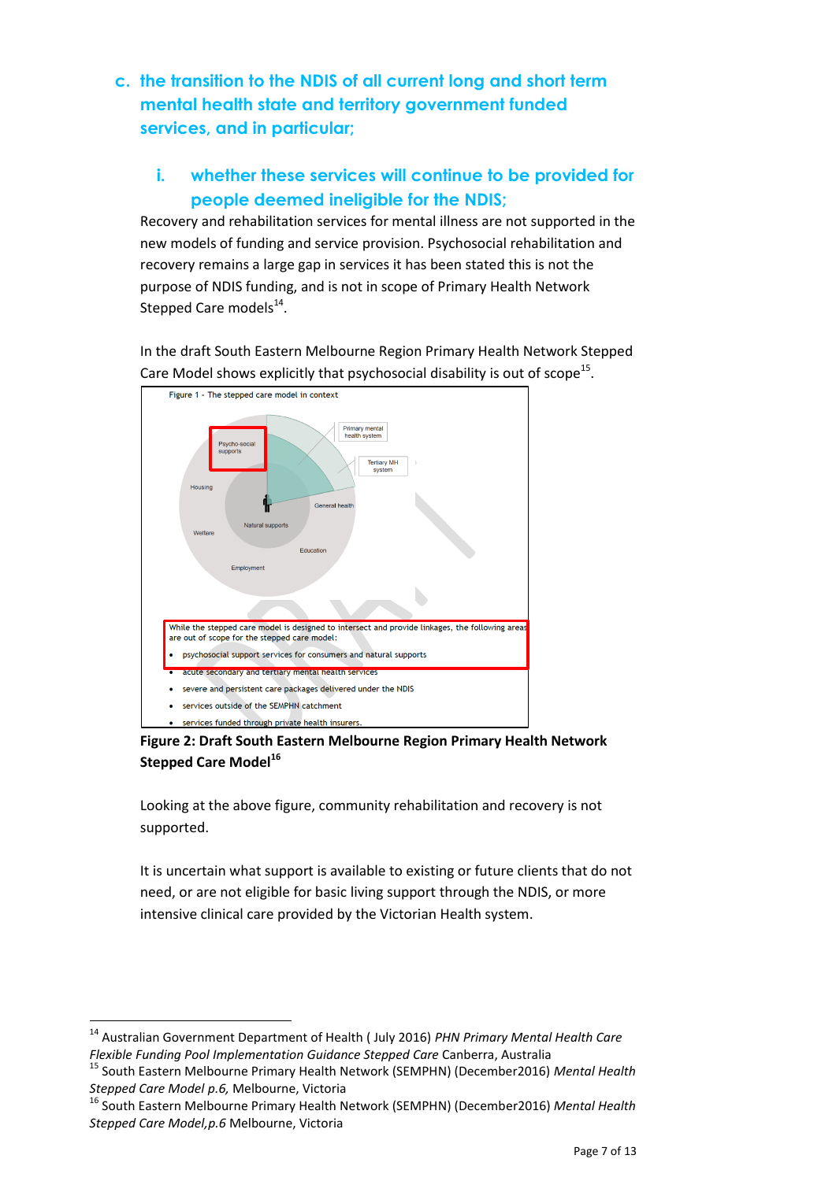## c. the transition to the NDIS of all current long and short term mental health state and territory government funded services, and in particular;

### i. whether these services will continue to be provided for people deemed ineligible for the NDIS;

Recovery and rehabilitation services for mental illness are not supported in the new models of funding and service provision. Psychosocial rehabilitation and recovery remains a large gap in services it has been stated this is not the purpose of NDIS funding, and is not in scope of Primary Health Network Stepped Care models[14].

In the draft South Eastern Melbourne Region Primary Health Network Stepped Care Model shows explicitly that psychosocial disability is out of scope[15].

Figure 1 - The stepped care model in context

Psycho-social supports

Primary mental health system

Tertiary MH system

Housing

General health

Natural supports

Welfare

Education

Employment

While the stepped care model is designed to intersect and provide linkages, the following areas are out of scope for the stepped care model:

- psychosocial support services for consumers and natural supports
- acute secondary and tertiary mental health services
- severe and persistent care packages delivered under the NDIS
- services outside of the SEMPHN catchment
- services funded through private health insurers.

**Figure 2: Draft South Eastern Melbourne Region Primary Health Network Stepped Care Model[16]**

Looking at the above figure, community rehabilitation and recovery is not supported.

It is uncertain what support is available to existing or future clients that do not need, or are not eligible for basic living support through the NDIS, or more intensive clinical care provided by the Victorian Health system.

---

[14] Australian Government Department of Health ( July 2016) *PHN Primary Mental Health Care Flexible Funding Pool Implementation Guidance Stepped Care* Canberra, Australia

[15] South Eastern Melbourne Primary Health Network (SEMPHN) (December2016) *Mental Health Stepped Care Model p.6,* Melbourne, Victoria

[16] South Eastern Melbourne Primary Health Network (SEMPHN) (December2016) *Mental Health Stepped Care Model,p.6* Melbourne, Victoria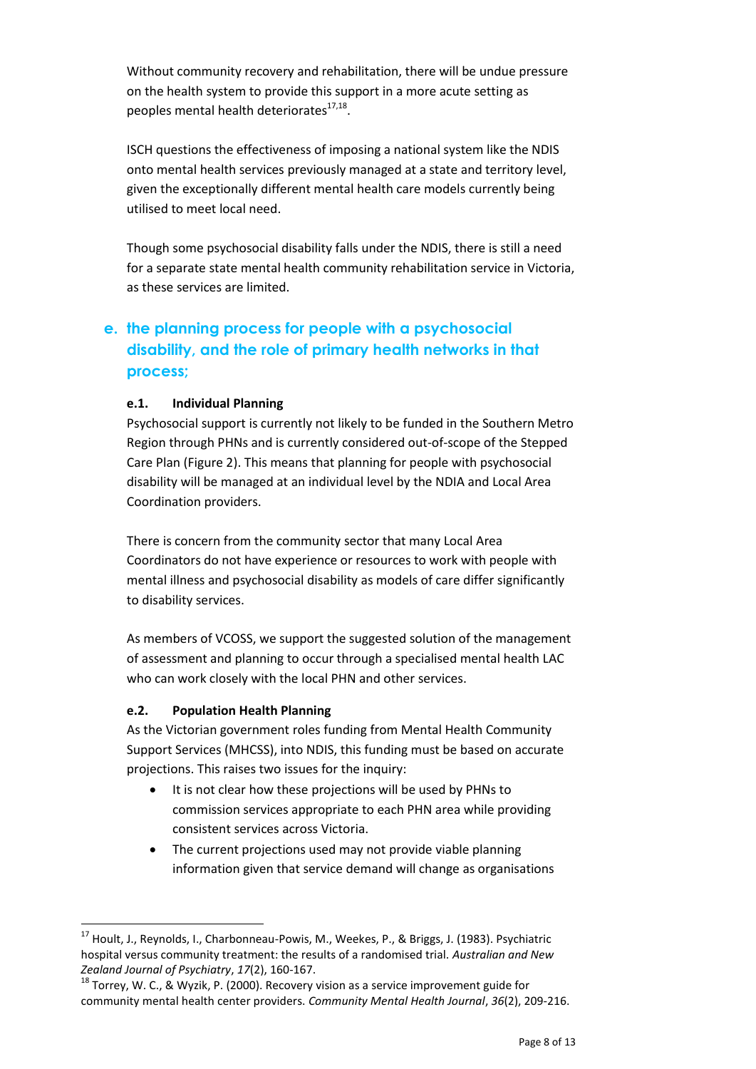Without community recovery and rehabilitation, there will be undue pressure on the health system to provide this support in a more acute setting as peoples mental health deteriorates[17,18].

ISCH questions the effectiveness of imposing a national system like the NDIS onto mental health services previously managed at a state and territory level, given the exceptionally different mental health care models currently being utilised to meet local need.

Though some psychosocial disability falls under the NDIS, there is still a need for a separate state mental health community rehabilitation service in Victoria, as these services are limited.

## e. the planning process for people with a psychosocial disability, and the role of primary health networks in that process;

### e.1. Individual Planning

Psychosocial support is currently not likely to be funded in the Southern Metro Region through PHNs and is currently considered out-of-scope of the Stepped Care Plan (Figure 2). This means that planning for people with psychosocial disability will be managed at an individual level by the NDIA and Local Area Coordination providers.

There is concern from the community sector that many Local Area Coordinators do not have experience or resources to work with people with mental illness and psychosocial disability as models of care differ significantly to disability services.

As members of VCOSS, we support the suggested solution of the management of assessment and planning to occur through a specialised mental health LAC who can work closely with the local PHN and other services.

### e.2. Population Health Planning

As the Victorian government roles funding from Mental Health Community Support Services (MHCSS), into NDIS, this funding must be based on accurate projections. This raises two issues for the inquiry:

- It is not clear how these projections will be used by PHNs to commission services appropriate to each PHN area while providing consistent services across Victoria.
- The current projections used may not provide viable planning information given that service demand will change as organisations

---

[17] Hoult, J., Reynolds, I., Charbonneau-Powis, M., Weekes, P., & Briggs, J. (1983). Psychiatric hospital versus community treatment: the results of a randomised trial. *Australian and New Zealand Journal of Psychiatry*, *17*(2), 160-167.

[18] Torrey, W. C., & Wyzik, P. (2000). Recovery vision as a service improvement guide for community mental health center providers. *Community Mental Health Journal*, *36*(2), 209-216.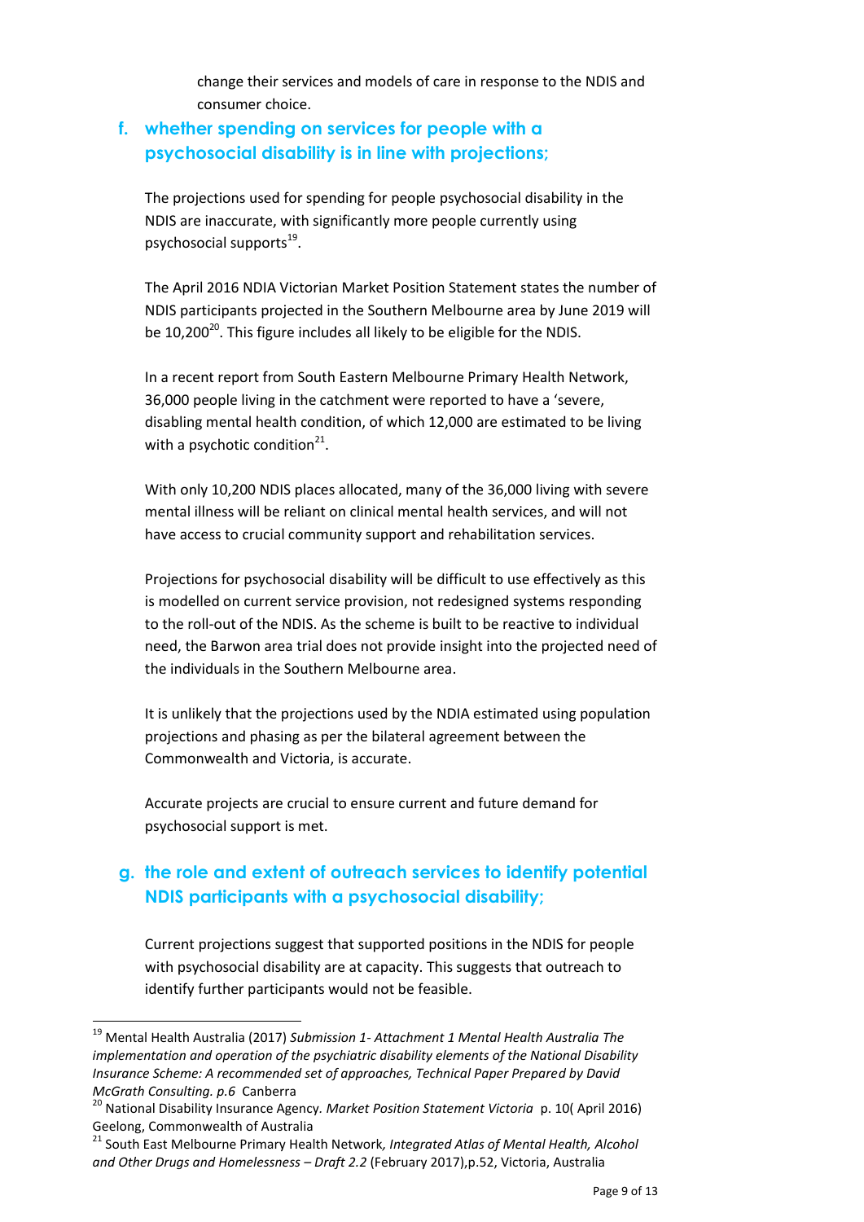change their services and models of care in response to the NDIS and consumer choice.

### f. whether spending on services for people with a psychosocial disability is in line with projections;

The projections used for spending for people psychosocial disability in the NDIS are inaccurate, with significantly more people currently using psychosocial supports[19].

The April 2016 NDIA Victorian Market Position Statement states the number of NDIS participants projected in the Southern Melbourne area by June 2019 will be 10,200[20]. This figure includes all likely to be eligible for the NDIS.

In a recent report from South Eastern Melbourne Primary Health Network, 36,000 people living in the catchment were reported to have a 'severe, disabling mental health condition, of which 12,000 are estimated to be living with a psychotic condition[21].

With only 10,200 NDIS places allocated, many of the 36,000 living with severe mental illness will be reliant on clinical mental health services, and will not have access to crucial community support and rehabilitation services.

Projections for psychosocial disability will be difficult to use effectively as this is modelled on current service provision, not redesigned systems responding to the roll-out of the NDIS. As the scheme is built to be reactive to individual need, the Barwon area trial does not provide insight into the projected need of the individuals in the Southern Melbourne area.

It is unlikely that the projections used by the NDIA estimated using population projections and phasing as per the bilateral agreement between the Commonwealth and Victoria, is accurate.

Accurate projects are crucial to ensure current and future demand for psychosocial support is met.

### g. the role and extent of outreach services to identify potential NDIS participants with a psychosocial disability;

Current projections suggest that supported positions in the NDIS for people with psychosocial disability are at capacity. This suggests that outreach to identify further participants would not be feasible.

---

[19] Mental Health Australia (2017) *Submission 1- Attachment 1 Mental Health Australia The implementation and operation of the psychiatric disability elements of the National Disability Insurance Scheme: A recommended set of approaches, Technical Paper Prepared by David McGrath Consulting. p.6* Canberra

[20] National Disability Insurance Agency. *Market Position Statement Victoria* p. 10( April 2016) Geelong, Commonwealth of Australia

[21] South East Melbourne Primary Health Network*, Integrated Atlas of Mental Health, Alcohol and Other Drugs and Homelessness – Draft 2.2* (February 2017),p.52, Victoria, Australia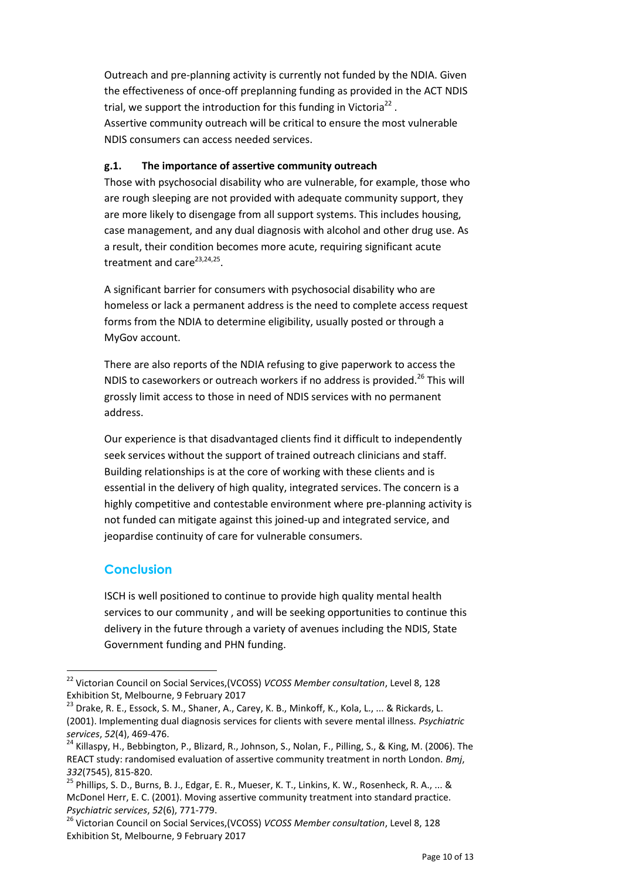Outreach and pre-planning activity is currently not funded by the NDIA. Given the effectiveness of once-off preplanning funding as provided in the ACT NDIS trial, we support the introduction for this funding in Victoria[22] .
Assertive community outreach will be critical to ensure the most vulnerable NDIS consumers can access needed services.

#### g.1. The importance of assertive community outreach

Those with psychosocial disability who are vulnerable, for example, those who are rough sleeping are not provided with adequate community support, they are more likely to disengage from all support systems. This includes housing, case management, and any dual diagnosis with alcohol and other drug use. As a result, their condition becomes more acute, requiring significant acute treatment and care[23,24,25].

A significant barrier for consumers with psychosocial disability who are homeless or lack a permanent address is the need to complete access request forms from the NDIA to determine eligibility, usually posted or through a MyGov account.

There are also reports of the NDIA refusing to give paperwork to access the NDIS to caseworkers or outreach workers if no address is provided.[26] This will grossly limit access to those in need of NDIS services with no permanent address.

Our experience is that disadvantaged clients find it difficult to independently seek services without the support of trained outreach clinicians and staff. Building relationships is at the core of working with these clients and is essential in the delivery of high quality, integrated services. The concern is a highly competitive and contestable environment where pre-planning activity is not funded can mitigate against this joined-up and integrated service, and jeopardise continuity of care for vulnerable consumers.

## Conclusion

ISCH is well positioned to continue to provide high quality mental health services to our community , and will be seeking opportunities to continue this delivery in the future through a variety of avenues including the NDIS, State Government funding and PHN funding.

---

[22] Victorian Council on Social Services,(VCOSS) *VCOSS Member consultation*, Level 8, 128 Exhibition St, Melbourne, 9 February 2017

[23] Drake, R. E., Essock, S. M., Shaner, A., Carey, K. B., Minkoff, K., Kola, L., ... & Rickards, L. (2001). Implementing dual diagnosis services for clients with severe mental illness. *Psychiatric services*, *52*(4), 469-476.

[24] Killaspy, H., Bebbington, P., Blizard, R., Johnson, S., Nolan, F., Pilling, S., & King, M. (2006). The REACT study: randomised evaluation of assertive community treatment in north London. *Bmj*, *332*(7545), 815-820.

[25] Phillips, S. D., Burns, B. J., Edgar, E. R., Mueser, K. T., Linkins, K. W., Rosenheck, R. A., ... & McDonel Herr, E. C. (2001). Moving assertive community treatment into standard practice. *Psychiatric services*, *52*(6), 771-779.

[26] Victorian Council on Social Services,(VCOSS) *VCOSS Member consultation*, Level 8, 128 Exhibition St, Melbourne, 9 February 2017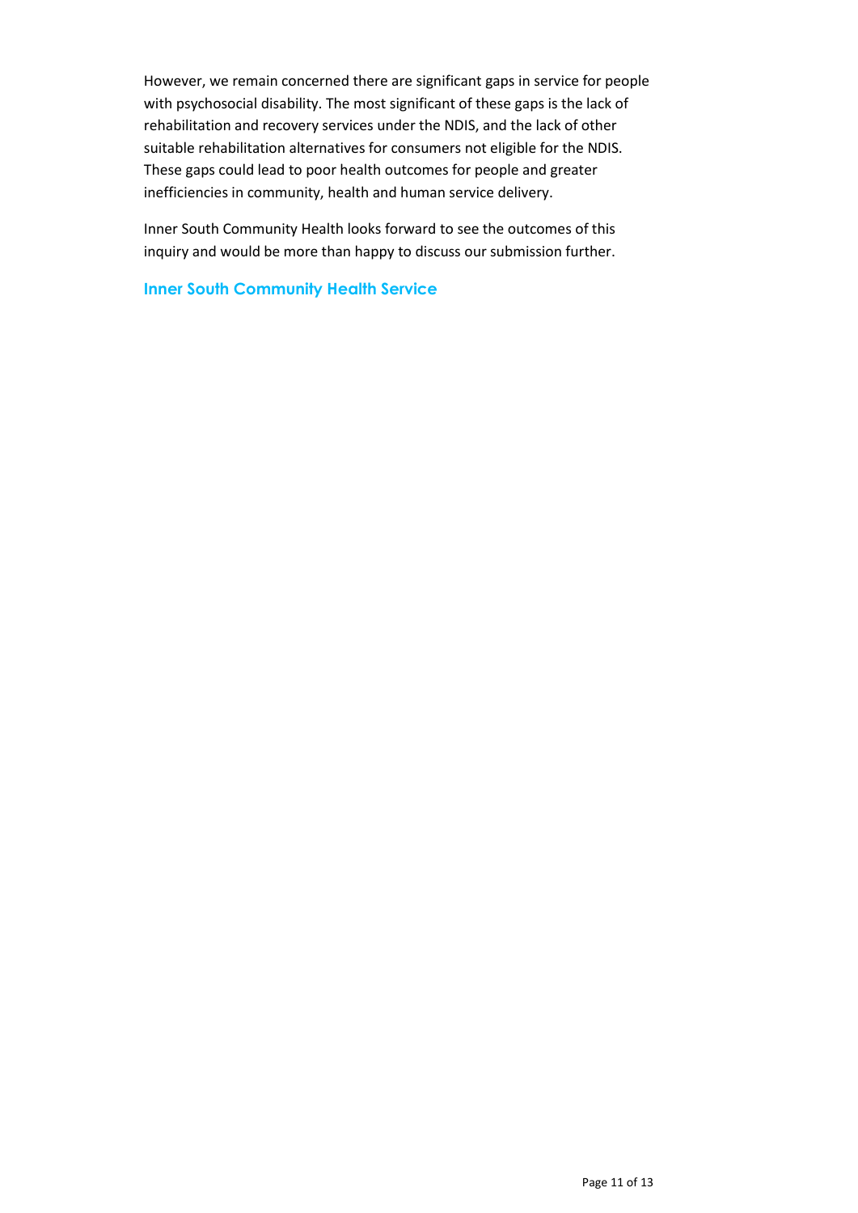However, we remain concerned there are significant gaps in service for people with psychosocial disability. The most significant of these gaps is the lack of rehabilitation and recovery services under the NDIS, and the lack of other suitable rehabilitation alternatives for consumers not eligible for the NDIS. These gaps could lead to poor health outcomes for people and greater inefficiencies in community, health and human service delivery.

Inner South Community Health looks forward to see the outcomes of this inquiry and would be more than happy to discuss our submission further.

**Inner South Community Health Service**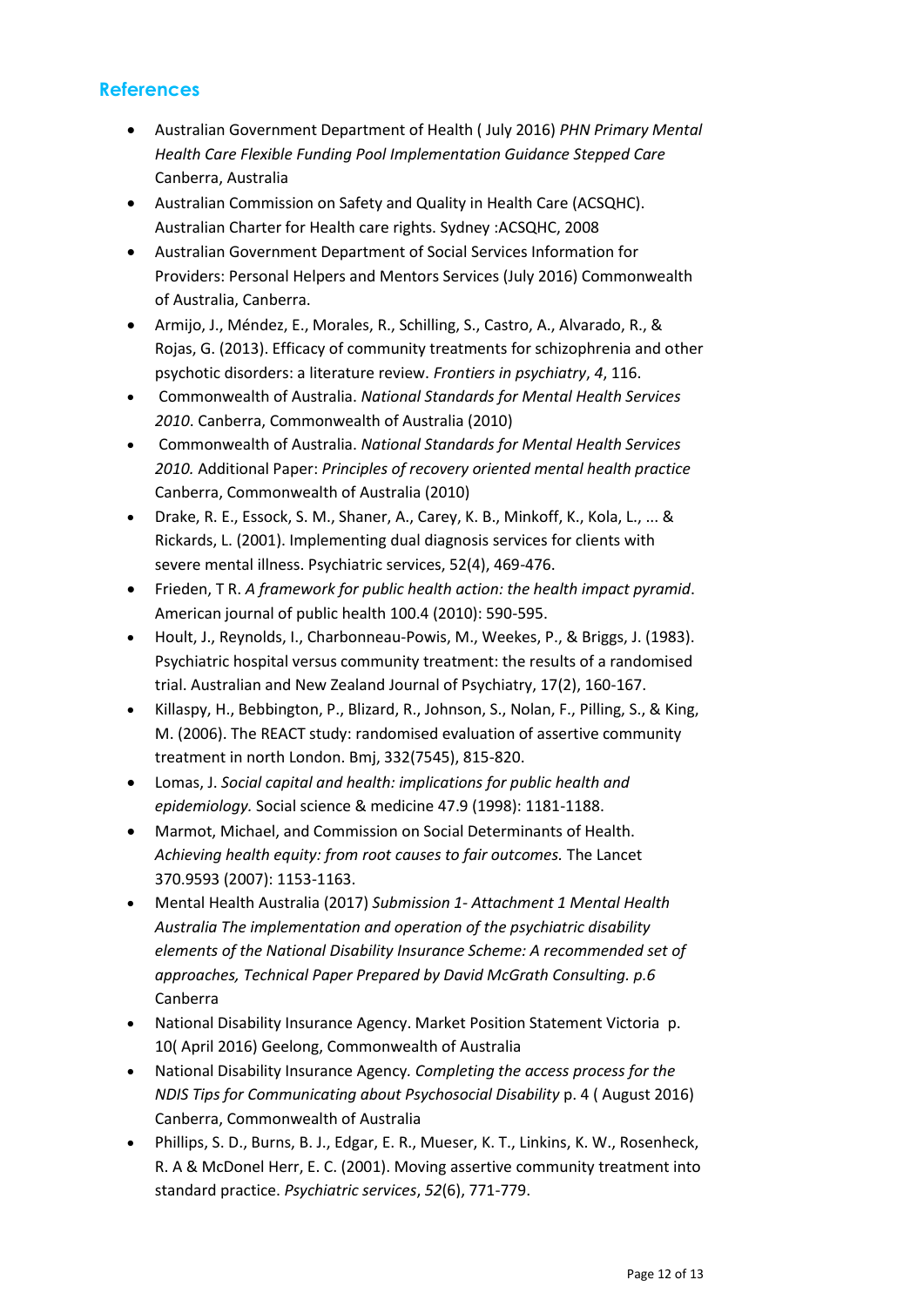## References

- Australian Government Department of Health ( July 2016) *PHN Primary Mental Health Care Flexible Funding Pool Implementation Guidance Stepped Care* Canberra, Australia
- Australian Commission on Safety and Quality in Health Care (ACSQHC). Australian Charter for Health care rights. Sydney :ACSQHC, 2008
- Australian Government Department of Social Services Information for Providers: Personal Helpers and Mentors Services (July 2016) Commonwealth of Australia, Canberra.
- Armijo, J., Méndez, E., Morales, R., Schilling, S., Castro, A., Alvarado, R., & Rojas, G. (2013). Efficacy of community treatments for schizophrenia and other psychotic disorders: a literature review. *Frontiers in psychiatry*, *4*, 116.
- Commonwealth of Australia. *National Standards for Mental Health Services 2010*. Canberra, Commonwealth of Australia (2010)
- Commonwealth of Australia. *National Standards for Mental Health Services 2010.* Additional Paper: *Principles of recovery oriented mental health practice* Canberra, Commonwealth of Australia (2010)
- Drake, R. E., Essock, S. M., Shaner, A., Carey, K. B., Minkoff, K., Kola, L., ... & Rickards, L. (2001). Implementing dual diagnosis services for clients with severe mental illness. Psychiatric services, 52(4), 469-476.
- Frieden, T R. *A framework for public health action: the health impact pyramid*. American journal of public health 100.4 (2010): 590-595.
- Hoult, J., Reynolds, I., Charbonneau-Powis, M., Weekes, P., & Briggs, J. (1983). Psychiatric hospital versus community treatment: the results of a randomised trial. Australian and New Zealand Journal of Psychiatry, 17(2), 160-167.
- Killaspy, H., Bebbington, P., Blizard, R., Johnson, S., Nolan, F., Pilling, S., & King, M. (2006). The REACT study: randomised evaluation of assertive community treatment in north London. Bmj, 332(7545), 815-820.
- Lomas, J. *Social capital and health: implications for public health and epidemiology.* Social science & medicine 47.9 (1998): 1181-1188.
- Marmot, Michael, and Commission on Social Determinants of Health. *Achieving health equity: from root causes to fair outcomes.* The Lancet 370.9593 (2007): 1153-1163.
- Mental Health Australia (2017) *Submission 1- Attachment 1 Mental Health Australia The implementation and operation of the psychiatric disability elements of the National Disability Insurance Scheme: A recommended set of approaches, Technical Paper Prepared by David McGrath Consulting. p.6* Canberra
- National Disability Insurance Agency. Market Position Statement Victoria p. 10( April 2016) Geelong, Commonwealth of Australia
- National Disability Insurance Agency. *Completing the access process for the NDIS Tips for Communicating about Psychosocial Disability* p. 4 ( August 2016) Canberra, Commonwealth of Australia
- Phillips, S. D., Burns, B. J., Edgar, E. R., Mueser, K. T., Linkins, K. W., Rosenheck, R. A & McDonel Herr, E. C. (2001). Moving assertive community treatment into standard practice. *Psychiatric services*, *52*(6), 771-779.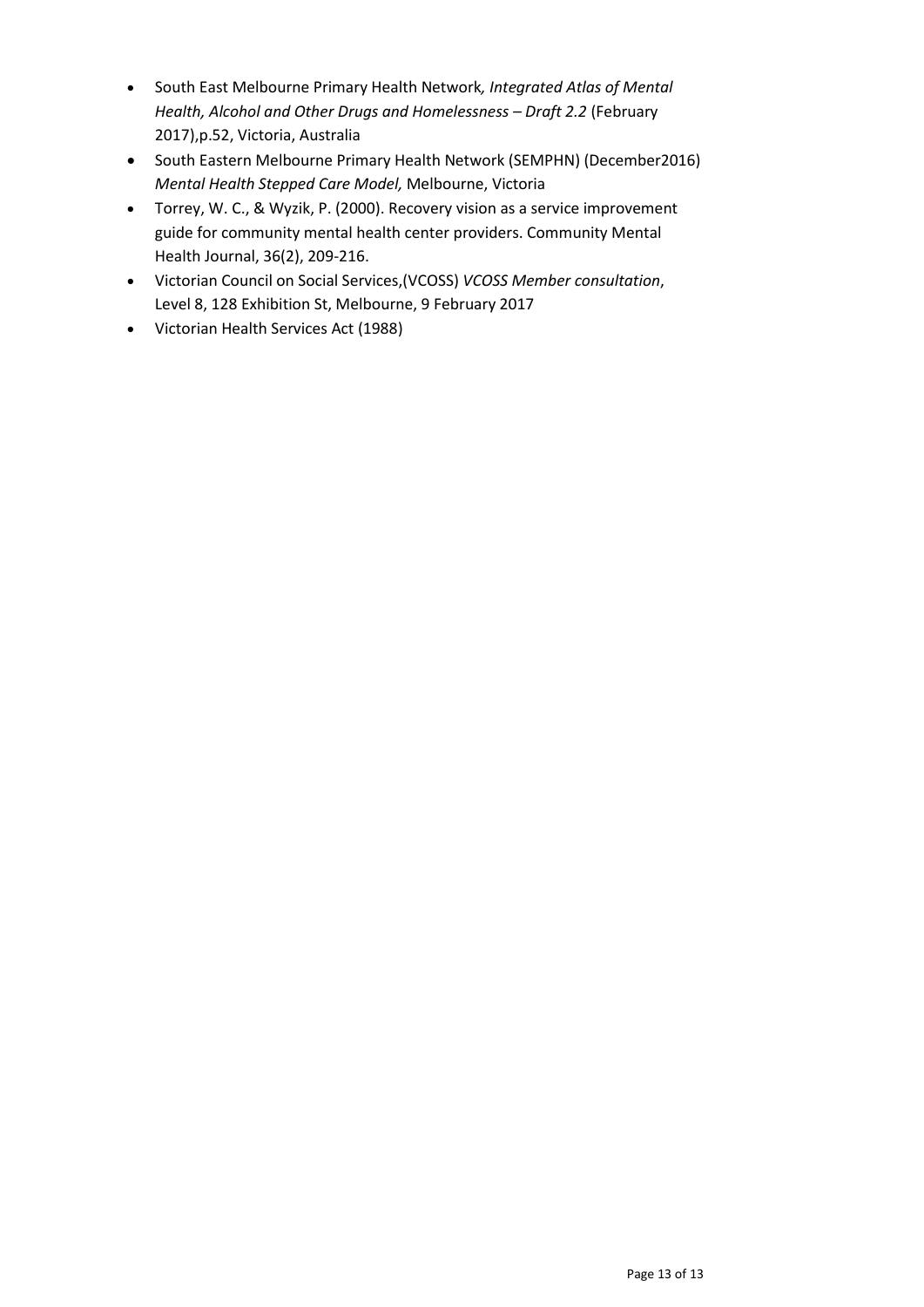- South East Melbourne Primary Health Network*, Integrated Atlas of Mental Health, Alcohol and Other Drugs and Homelessness – Draft 2.2* (February 2017),p.52, Victoria, Australia
- South Eastern Melbourne Primary Health Network (SEMPHN) (December2016) *Mental Health Stepped Care Model,* Melbourne, Victoria
- Torrey, W. C., & Wyzik, P. (2000). Recovery vision as a service improvement guide for community mental health center providers. Community Mental Health Journal, 36(2), 209-216.
- Victorian Council on Social Services,(VCOSS) *VCOSS Member consultation*, Level 8, 128 Exhibition St, Melbourne, 9 February 2017
- Victorian Health Services Act (1988)